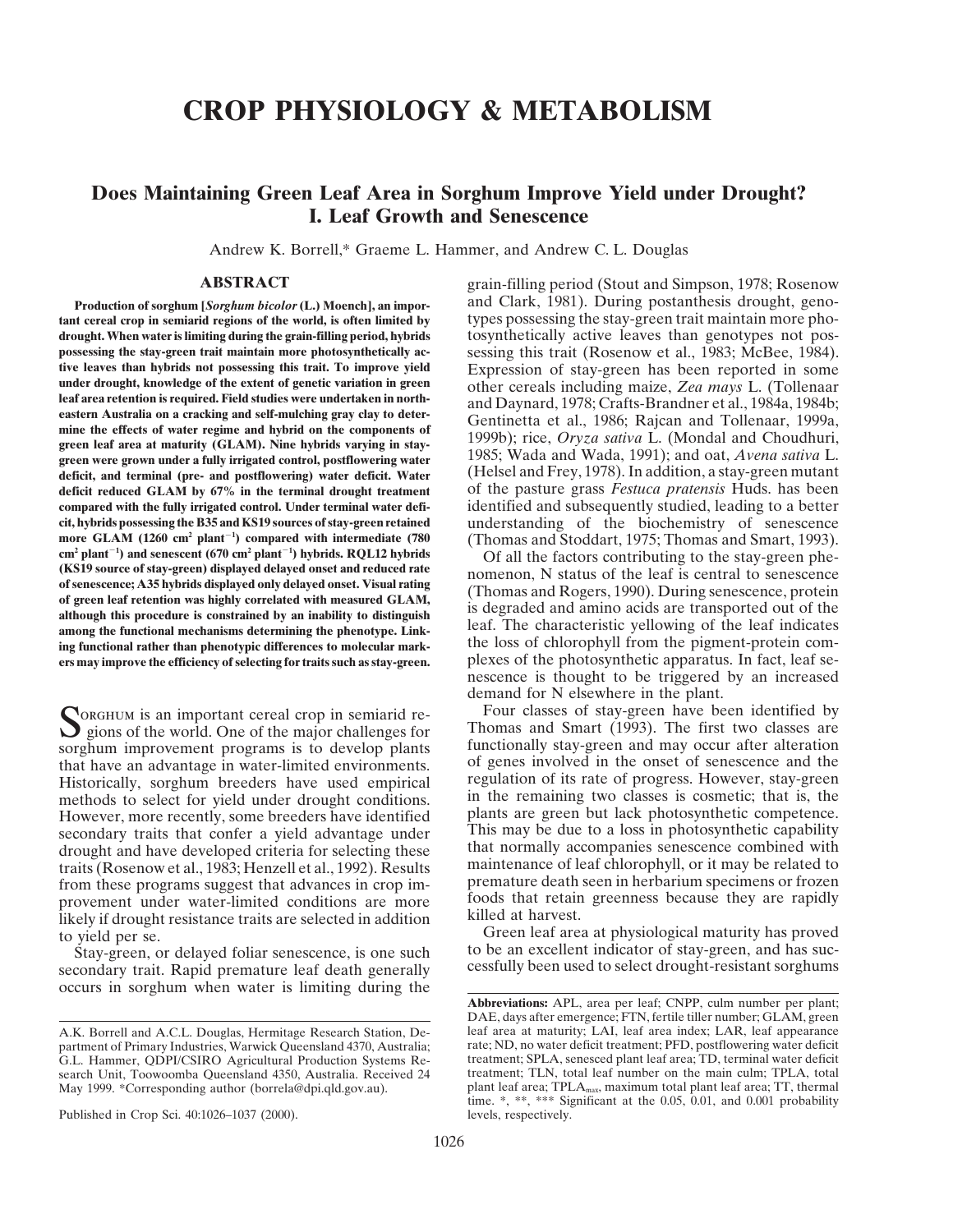# CROP PHYSIOLOGY & METABOLISM

## Does Maintaining Green Leaf Area in Sorghum Improve Yield under Drought? I. Leaf Growth and Senescence

Andrew K. Borrell,* Graeme L. Hammer, and Andrew C. L. Douglas

### ABSTRACT

**Production of sorghum [*Sorghum bicolor* (L.) Moench], an important cereal crop in semiarid regions of the world, is often limited by drought. When water is limiting during the grain-filling period, hybrids possessing the stay-green trait maintain more photosynthetically active leaves than hybrids not possessing this trait. To improve yield under drought, knowledge of the extent of genetic variation in green leaf area retention is required. Field studies were undertaken in northeastern Australia on a cracking and self-mulching gray clay to determine the effects of water regime and hybrid on the components of green leaf area at maturity (GLAM). Nine hybrids varying in stay-green were grown under a fully irrigated control, postflowering water deficit, and terminal (pre- and postflowering) water deficit. Water deficit reduced GLAM by 67% in the terminal drought treatment compared with the fully irrigated control. Under terminal water deficit, hybrids possessing the B35 and KS19 sources of stay-green retained more GLAM (1260 cm$^2$ plant$^{-1}$) compared with intermediate (780 cm$^2$ plant$^{-1}$) and senescent (670 cm$^2$ plant$^{-1}$) hybrids. RQL12 hybrids (KS19 source of stay-green) displayed delayed onset and reduced rate of senescence; A35 hybrids displayed only delayed onset. Visual rating of green leaf retention was highly correlated with measured GLAM, although this procedure is constrained by an inability to distinguish among the functional mechanisms determining the phenotype. Linking functional rather than phenotypic differences to molecular markers may improve the efficiency of selecting for traits such as stay-green.**

Sorghum is an important cereal crop in semiarid regions of the world. One of the major challenges for sorghum improvement programs is to develop plants that have an advantage in water-limited environments. Historically, sorghum breeders have used empirical methods to select for yield under drought conditions. However, more recently, some breeders have identified secondary traits that confer a yield advantage under drought and have developed criteria for selecting these traits (Rosenow et al., 1983; Henzell et al., 1992). Results from these programs suggest that advances in crop improvement under water-limited conditions are more likely if drought resistance traits are selected in addition to yield per se.

Stay-green, or delayed foliar senescence, is one such secondary trait. Rapid premature leaf death generally occurs in sorghum when water is limiting during the grain-filling period (Stout and Simpson, 1978; Rosenow and Clark, 1981). During postanthesis drought, genotypes possessing the stay-green trait maintain more photosynthetically active leaves than genotypes not possessing this trait (Rosenow et al., 1983; McBee, 1984). Expression of stay-green has been reported in some other cereals including maize, *Zea mays* L. (Tollenaar and Daynard, 1978; Crafts-Brandner et al., 1984a, 1984b; Gentinetta et al., 1986; Rajcan and Tollenaar, 1999a, 1999b); rice, *Oryza sativa* L. (Mondal and Choudhuri, 1985; Wada and Wada, 1991); and oat, *Avena sativa* L. (Helsel and Frey, 1978). In addition, a stay-green mutant of the pasture grass *Festuca pratensis* Huds. has been identified and subsequently studied, leading to a better understanding of the biochemistry of senescence (Thomas and Stoddart, 1975; Thomas and Smart, 1993).

Of all the factors contributing to the stay-green phenomenon, N status of the leaf is central to senescence (Thomas and Rogers, 1990). During senescence, protein is degraded and amino acids are transported out of the leaf. The characteristic yellowing of the leaf indicates the loss of chlorophyll from the pigment-protein complexes of the photosynthetic apparatus. In fact, leaf senescence is thought to be triggered by an increased demand for N elsewhere in the plant.

Four classes of stay-green have been identified by Thomas and Smart (1993). The first two classes are functionally stay-green and may occur after alteration of genes involved in the onset of senescence and the regulation of its rate of progress. However, stay-green in the remaining two classes is cosmetic; that is, the plants are green but lack photosynthetic competence. This may be due to a loss in photosynthetic capability that normally accompanies senescence combined with maintenance of leaf chlorophyll, or it may be related to premature death seen in herbarium specimens or frozen foods that retain greenness because they are rapidly killed at harvest.

Green leaf area at physiological maturity has proved to be an excellent indicator of stay-green, and has successfully been used to select drought-resistant sorghums

A.K. Borrell and A.C.L. Douglas, Hermitage Research Station, Department of Primary Industries, Warwick Queensland 4370, Australia; G.L. Hammer, QDPI/CSIRO Agricultural Production Systems Research Unit, Toowoomba Queensland 4350, Australia. Received 24 May 1999. *Corresponding author (borrela@dpi.qld.gov.au).

Published in Crop Sci. 40:1026–1037 (2000).

**Abbreviations:** APL, area per leaf; CNPP, culm number per plant; DAE, days after emergence; FTN, fertile tiller number; GLAM, green leaf area at maturity; LAI, leaf area index; LAR, leaf appearance rate; ND, no water deficit treatment; PFD, postflowering water deficit treatment; SPLA, senesced plant leaf area; TD, terminal water deficit treatment; TLN, total leaf number on the main culm; TPLA, total plant leaf area; TPLA$_{max}$, maximum total plant leaf area; TT, thermal time. *, **, *** Significant at the 0.05, 0.01, and 0.001 probability levels, respectively.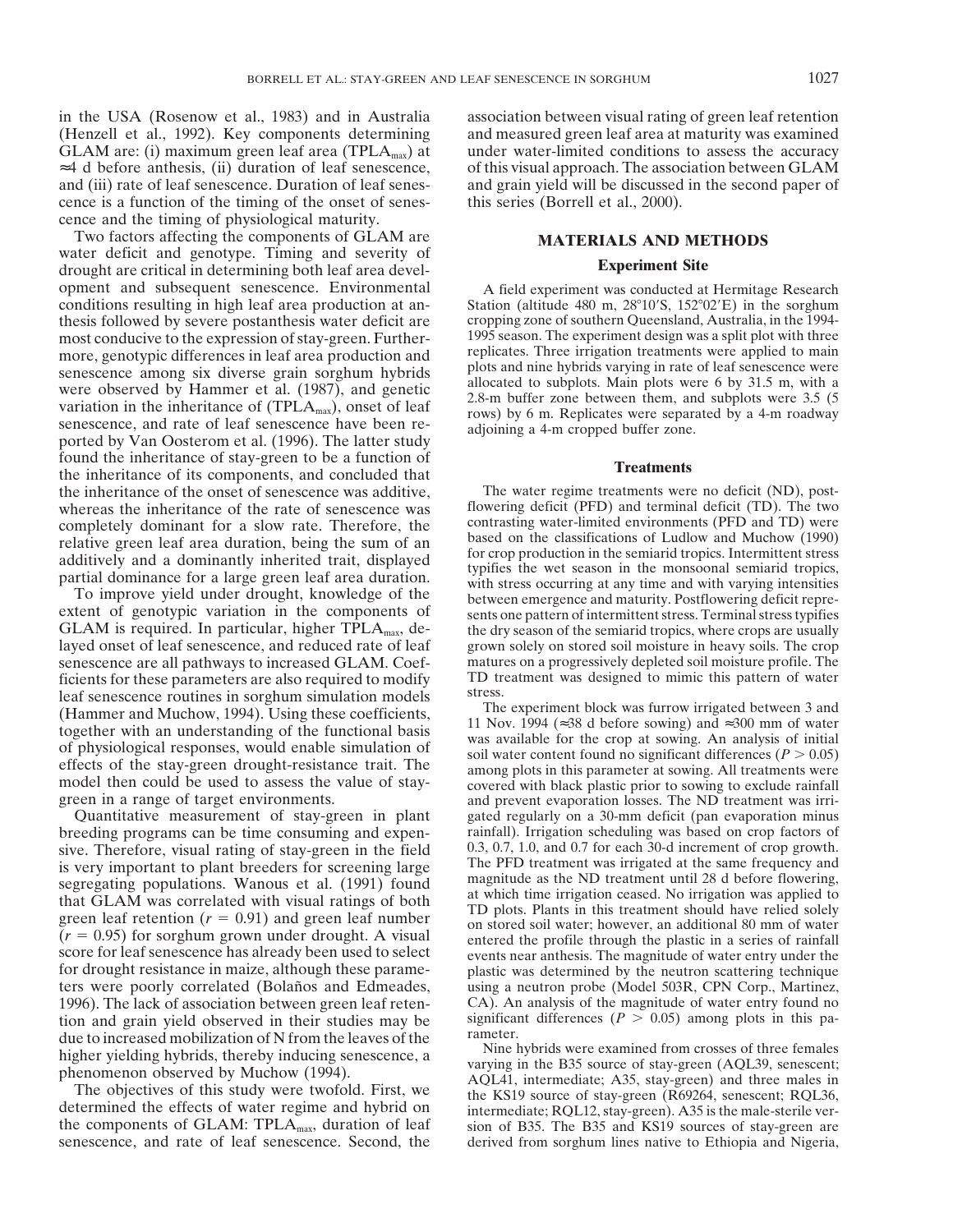in the USA (Rosenow et al., 1983) and in Australia (Henzell et al., 1992). Key components determining GLAM are: (i) maximum green leaf area ($TPLA_{max}$) at ≈4 d before anthesis, (ii) duration of leaf senescence, and (iii) rate of leaf senescence. Duration of leaf senescence is a function of the timing of the onset of senescence and the timing of physiological maturity.

Two factors affecting the components of GLAM are water deficit and genotype. Timing and severity of drought are critical in determining both leaf area development and subsequent senescence. Environmental conditions resulting in high leaf area production at anthesis followed by severe postanthesis water deficit are most conducive to the expression of stay-green. Furthermore, genotypic differences in leaf area production and senescence among six diverse grain sorghum hybrids were observed by Hammer et al. (1987), and genetic variation in the inheritance of ($TPLA_{max}$), onset of leaf senescence, and rate of leaf senescence have been reported by Van Oosterom et al. (1996). The latter study found the inheritance of stay-green to be a function of the inheritance of its components, and concluded that the inheritance of the onset of senescence was additive, whereas the inheritance of the rate of senescence was completely dominant for a slow rate. Therefore, the relative green leaf area duration, being the sum of an additively and a dominantly inherited trait, displayed partial dominance for a large green leaf area duration.

To improve yield under drought, knowledge of the extent of genotypic variation in the components of GLAM is required. In particular, higher $TPLA_{max}$, delayed onset of leaf senescence, and reduced rate of leaf senescence are all pathways to increased GLAM. Coefficients for these parameters are also required to modify leaf senescence routines in sorghum simulation models (Hammer and Muchow, 1994). Using these coefficients, together with an understanding of the functional basis of physiological responses, would enable simulation of effects of the stay-green drought-resistance trait. The model then could be used to assess the value of stay-green in a range of target environments.

Quantitative measurement of stay-green in plant breeding programs can be time consuming and expensive. Therefore, visual rating of stay-green in the field is very important to plant breeders for screening large segregating populations. Wanous et al. (1991) found that GLAM was correlated with visual ratings of both green leaf retention ($r = 0.91$) and green leaf number ($r = 0.95$) for sorghum grown under drought. A visual score for leaf senescence has already been used to select for drought resistance in maize, although these parameters were poorly correlated (Bolaños and Edmeades, 1996). The lack of association between green leaf retention and grain yield observed in their studies may be due to increased mobilization of N from the leaves of the higher yielding hybrids, thereby inducing senescence, a phenomenon observed by Muchow (1994).

The objectives of this study were twofold. First, we determined the effects of water regime and hybrid on the components of GLAM: $TPLA_{max}$, duration of leaf senescence, and rate of leaf senescence. Second, the association between visual rating of green leaf retention and measured green leaf area at maturity was examined under water-limited conditions to assess the accuracy of this visual approach. The association between GLAM and grain yield will be discussed in the second paper of this series (Borrell et al., 2000).

## MATERIALS AND METHODS

### Experiment Site

A field experiment was conducted at Hermitage Research Station (altitude 480 m, 28°10′S, 152°02′E) in the sorghum cropping zone of southern Queensland, Australia, in the 1994-1995 season. The experiment design was a split plot with three replicates. Three irrigation treatments were applied to main plots and nine hybrids varying in rate of leaf senescence were allocated to subplots. Main plots were 6 by 31.5 m, with a 2.8-m buffer zone between them, and subplots were 3.5 (5 rows) by 6 m. Replicates were separated by a 4-m roadway adjoining a 4-m cropped buffer zone.

### Treatments

The water regime treatments were no deficit (ND), postflowering deficit (PFD) and terminal deficit (TD). The two contrasting water-limited environments (PFD and TD) were based on the classifications of Ludlow and Muchow (1990) for crop production in the semiarid tropics. Intermittent stress typifies the wet season in the monsoonal semiarid tropics, with stress occurring at any time and with varying intensities between emergence and maturity. Postflowering deficit represents one pattern of intermittent stress. Terminal stress typifies the dry season of the semiarid tropics, where crops are usually grown solely on stored soil moisture in heavy soils. The crop matures on a progressively depleted soil moisture profile. The TD treatment was designed to mimic this pattern of water stress.

The experiment block was furrow irrigated between 3 and 11 Nov. 1994 (≈38 d before sowing) and ≈300 mm of water was available for the crop at sowing. An analysis of initial soil water content found no significant differences ($P > 0.05$) among plots in this parameter at sowing. All treatments were covered with black plastic prior to sowing to exclude rainfall and prevent evaporation losses. The ND treatment was irrigated regularly on a 30-mm deficit (pan evaporation minus rainfall). Irrigation scheduling was based on crop factors of 0.3, 0.7, 1.0, and 0.7 for each 30-d increment of crop growth. The PFD treatment was irrigated at the same frequency and magnitude as the ND treatment until 28 d before flowering, at which time irrigation ceased. No irrigation was applied to TD plots. Plants in this treatment should have relied solely on stored soil water; however, an additional 80 mm of water entered the profile through the plastic in a series of rainfall events near anthesis. The magnitude of water entry under the plastic was determined by the neutron scattering technique using a neutron probe (Model 503R, CPN Corp., Martinez, CA). An analysis of the magnitude of water entry found no significant differences ($P > 0.05$) among plots in this parameter.

Nine hybrids were examined from crosses of three females varying in the B35 source of stay-green (AQL39, senescent; AQL41, intermediate; A35, stay-green) and three males in the KS19 source of stay-green (R69264, senescent; RQL36, intermediate; RQL12, stay-green). A35 is the male-sterile version of B35. The B35 and KS19 sources of stay-green are derived from sorghum lines native to Ethiopia and Nigeria,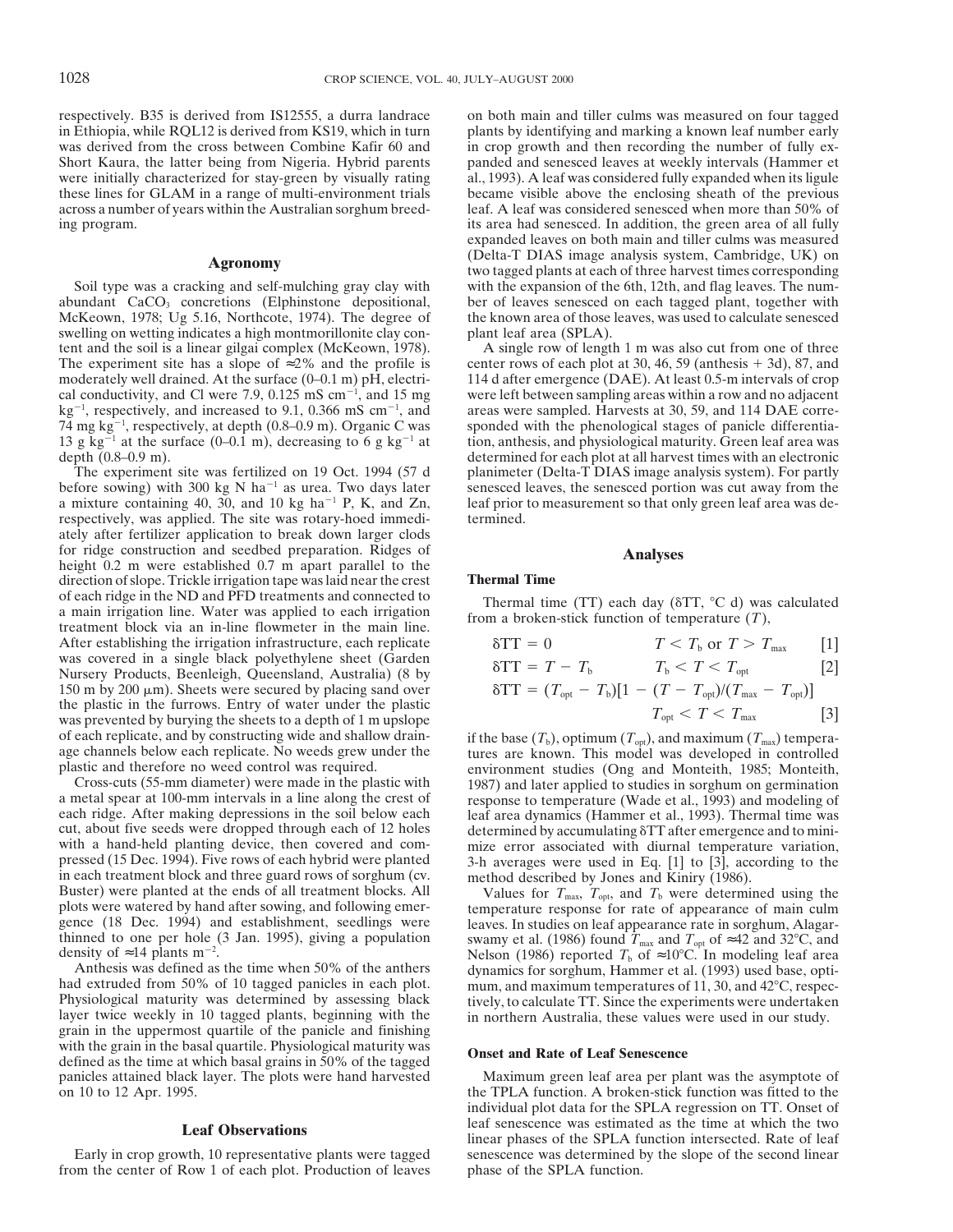respectively. B35 is derived from IS12555, a durra landrace in Ethiopia, while RQL12 is derived from KS19, which in turn was derived from the cross between Combine Kafir 60 and Short Kaura, the latter being from Nigeria. Hybrid parents were initially characterized for stay-green by visually rating these lines for GLAM in a range of multi-environment trials across a number of years within the Australian sorghum breeding program.

## Agronomy

Soil type was a cracking and self-mulching gray clay with abundant $CaCO_3$ concretions (Elphinstone depositional, McKeown, 1978; Ug 5.16, Northcote, 1974). The degree of swelling on wetting indicates a high montmorillonite clay content and the soil is a linear gilgai complex (McKeown, 1978). The experiment site has a slope of ≈2% and the profile is moderately well drained. At the surface (0–0.1 m) pH, electrical conductivity, and Cl were 7.9, 0.125 mS cm$^{-1}$, and 15 mg kg$^{-1}$, respectively, and increased to 9.1, 0.366 mS cm$^{-1}$, and 74 mg kg$^{-1}$, respectively, at depth (0.8–0.9 m). Organic C was 13 g kg$^{-1}$ at the surface (0–0.1 m), decreasing to 6 g kg$^{-1}$ at depth (0.8–0.9 m).

The experiment site was fertilized on 19 Oct. 1994 (57 d before sowing) with 300 kg N ha$^{-1}$ as urea. Two days later a mixture containing 40, 30, and 10 kg ha$^{-1}$ P, K, and Zn, respectively, was applied. The site was rotary-hoed immediately after fertilizer application to break down larger clods for ridge construction and seedbed preparation. Ridges of height 0.2 m were established 0.7 m apart parallel to the direction of slope. Trickle irrigation tape was laid near the crest of each ridge in the ND and PFD treatments and connected to a main irrigation line. Water was applied to each irrigation treatment block via an in-line flowmeter in the main line. After establishing the irrigation infrastructure, each replicate was covered in a single black polyethylene sheet (Garden Nursery Products, Beenleigh, Queensland, Australia) (8 by 150 m by 200 μm). Sheets were secured by placing sand over the plastic in the furrows. Entry of water under the plastic was prevented by burying the sheets to a depth of 1 m upslope of each replicate, and by constructing wide and shallow drainage channels below each replicate. No weeds grew under the plastic and therefore no weed control was required.

Cross-cuts (55-mm diameter) were made in the plastic with a metal spear at 100-mm intervals in a line along the crest of each ridge. After making depressions in the soil below each cut, about five seeds were dropped through each of 12 holes with a hand-held planting device, then covered and compressed (15 Dec. 1994). Five rows of each hybrid were planted in each treatment block and three guard rows of sorghum (cv. Buster) were planted at the ends of all treatment blocks. All plots were watered by hand after sowing, and following emergence (18 Dec. 1994) and establishment, seedlings were thinned to one per hole (3 Jan. 1995), giving a population density of ≈14 plants m$^{-2}$.

Anthesis was defined as the time when 50% of the anthers had extruded from 50% of 10 tagged panicles in each plot. Physiological maturity was determined by assessing black layer twice weekly in 10 tagged plants, beginning with the grain in the uppermost quartile of the panicle and finishing with the grain in the basal quartile. Physiological maturity was defined as the time at which basal grains in 50% of the tagged panicles attained black layer. The plots were hand harvested on 10 to 12 Apr. 1995.

## Leaf Observations

Early in crop growth, 10 representative plants were tagged from the center of Row 1 of each plot. Production of leaves on both main and tiller culms was measured on four tagged plants by identifying and marking a known leaf number early in crop growth and then recording the number of fully expanded and senesced leaves at weekly intervals (Hammer et al., 1993). A leaf was considered fully expanded when its ligule became visible above the enclosing sheath of the previous leaf. A leaf was considered senesced when more than 50% of its area had senesced. In addition, the green area of all fully expanded leaves on both main and tiller culms was measured (Delta-T DIAS image analysis system, Cambridge, UK) on two tagged plants at each of three harvest times corresponding with the expansion of the 6th, 12th, and flag leaves. The number of leaves senesced on each tagged plant, together with the known area of those leaves, was used to calculate senesced plant leaf area (SPLA).

A single row of length 1 m was also cut from one of three center rows of each plot at 30, 46, 59 (anthesis + 3d), 87, and 114 d after emergence (DAE). At least 0.5-m intervals of crop were left between sampling areas within a row and no adjacent areas were sampled. Harvests at 30, 59, and 114 DAE corresponded with the phenological stages of panicle differentiation, anthesis, and physiological maturity. Green leaf area was determined for each plot at all harvest times with an electronic planimeter (Delta-T DIAS image analysis system). For partly senesced leaves, the senesced portion was cut away from the leaf prior to measurement so that only green leaf area was determined.

## Analyses

### Thermal Time

Thermal time (TT) each day (δTT, °C d) was calculated from a broken-stick function of temperature ($T$),

$$\delta TT = 0 \qquad T < T_b \text{ or } T > T_{max} \qquad [1]$$

$$\delta TT = T - T_b \qquad T_b < T < T_{opt} \qquad [2]$$

$$\delta TT = (T_{opt} - T_b)[1 - (T - T_{opt})/(T_{max} - T_{opt})] \qquad T_{opt} < T < T_{max} \qquad [3]$$

if the base ($T_b$), optimum ($T_{opt}$), and maximum ($T_{max}$) temperatures are known. This model was developed in controlled environment studies (Ong and Monteith, 1985; Monteith, 1987) and later applied to studies in sorghum on germination response to temperature (Wade et al., 1993) and modeling of leaf area dynamics (Hammer et al., 1993). Thermal time was determined by accumulating δTT after emergence and to minimize error associated with diurnal temperature variation, 3-h averages were used in Eq. [1] to [3], according to the method described by Jones and Kiniry (1986).

Values for $T_{max}$, $T_{opt}$, and $T_b$ were determined using the temperature response for rate of appearance of main culm leaves. In studies on leaf appearance rate in sorghum, Alagarswamy et al. (1986) found $T_{max}$ and $T_{opt}$ of ≈42 and 32°C, and Nelson (1986) reported $T_b$ of ≈10°C. In modeling leaf area dynamics for sorghum, Hammer et al. (1993) used base, optimum, and maximum temperatures of 11, 30, and 42°C, respectively, to calculate TT. Since the experiments were undertaken in northern Australia, these values were used in our study.

### Onset and Rate of Leaf Senescence

Maximum green leaf area per plant was the asymptote of the TPLA function. A broken-stick function was fitted to the individual plot data for the SPLA regression on TT. Onset of leaf senescence was estimated as the time at which the two linear phases of the SPLA function intersected. Rate of leaf senescence was determined by the slope of the second linear phase of the SPLA function.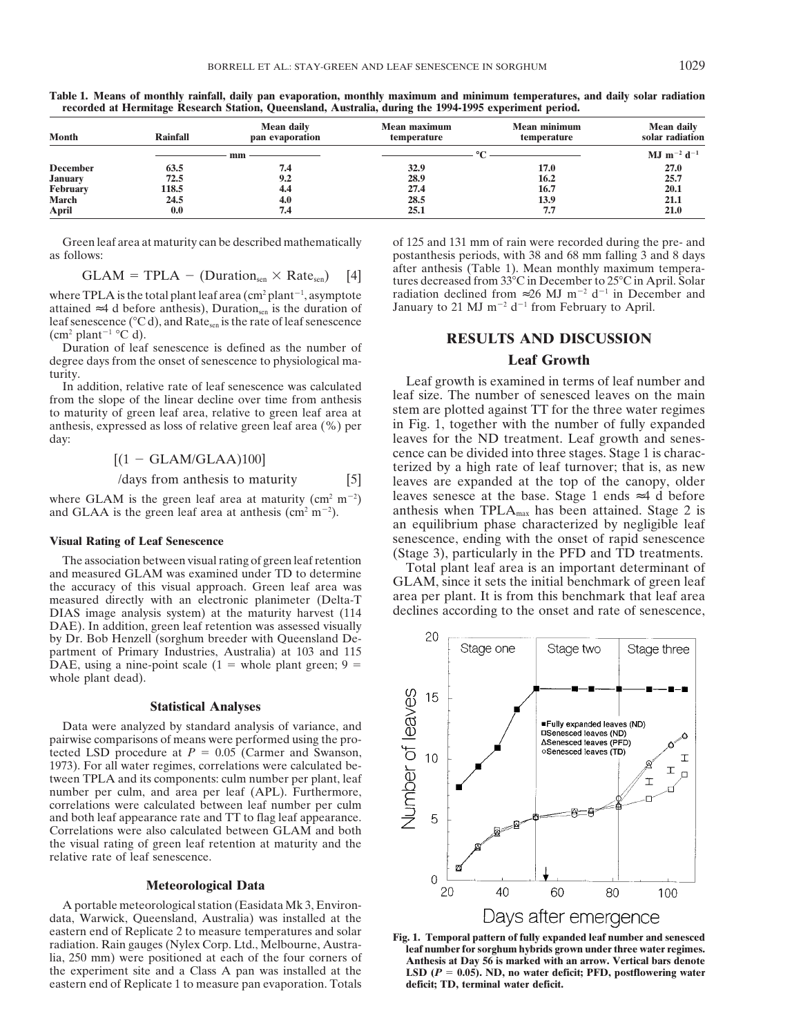**Table 1. Means of monthly rainfall, daily pan evaporation, monthly maximum and minimum temperatures, and daily solar radiation recorded at Hermitage Research Station, Queensland, Australia, during the 1994-1995 experiment period.**

| Month | Rainfall | Mean daily pan evaporation | Mean maximum temperature | Mean minimum temperature | Mean daily solar radiation |
|---|---|---|---|---|---|
| | mm | | °C | | MJ $m^{-2}$ $d^{-1}$ |
| **December** | **63.5** | **7.4** | **32.9** | **17.0** | **27.0** |
| **January** | **72.5** | **9.2** | **28.9** | **16.2** | **25.7** |
| **February** | **118.5** | **4.4** | **27.4** | **16.7** | **20.1** |
| **March** | **24.5** | **4.0** | **28.5** | **13.9** | **21.1** |
| **April** | **0.0** | **7.4** | **25.1** | **7.7** | **21.0** |

Green leaf area at maturity can be described mathematically as follows:

$$GLAM = TPLA - (Duration_{sen} \times Rate_{sen}) \quad [4]$$

where TPLA is the total plant leaf area ($cm^2$ $plant^{-1}$, asymptote attained ≈4 d before anthesis), $Duration_{sen}$ is the duration of leaf senescence (°C d), and $Rate_{sen}$ is the rate of leaf senescence ($cm^2$ $plant^{-1}$ °$C$ d).

Duration of leaf senescence is defined as the number of degree days from the onset of senescence to physiological maturity.

In addition, relative rate of leaf senescence was calculated from the slope of the linear decline over time from anthesis to maturity of green leaf area, relative to green leaf area at anthesis, expressed as loss of relative green leaf area (%) per day:

$$[(1 - GLAM/GLAA)100]$$
$$/\text{days from anthesis to maturity} \quad [5]$$

where GLAM is the green leaf area at maturity ($cm^2$ $m^{-2}$) and GLAA is the green leaf area at anthesis ($cm^2$ $m^{-2}$).

### Visual Rating of Leaf Senescence

The association between visual rating of green leaf retention and measured GLAM was examined under TD to determine the accuracy of this visual approach. Green leaf area was measured directly with an electronic planimeter (Delta-T DIAS image analysis system) at the maturity harvest (114 DAE). In addition, green leaf retention was assessed visually by Dr. Bob Henzell (sorghum breeder with Queensland Department of Primary Industries, Australia) at 103 and 115 DAE, using a nine-point scale (1 = whole plant green; 9 = whole plant dead).

### Statistical Analyses

Data were analyzed by standard analysis of variance, and pairwise comparisons of means were performed using the protected LSD procedure at $P = 0.05$ (Carmer and Swanson, 1973). For all water regimes, correlations were calculated between TPLA and its components: culm number per plant, leaf number per culm, and area per leaf (APL). Furthermore, correlations were calculated between leaf number per culm and both leaf appearance rate and TT to flag leaf appearance. Correlations were also calculated between GLAM and both the visual rating of green leaf retention at maturity and the relative rate of leaf senescence.

### Meteorological Data

A portable meteorological station (Easidata Mk 3, Environdata, Warwick, Queensland, Australia) was installed at the eastern end of Replicate 2 to measure temperatures and solar radiation. Rain gauges (Nylex Corp. Ltd., Melbourne, Australia, 250 mm) were positioned at each of the four corners of the experiment site and a Class A pan was installed at the eastern end of Replicate 1 to measure pan evaporation. Totals of 125 and 131 mm of rain were recorded during the pre- and postanthesis periods, with 38 and 68 mm falling 3 and 8 days after anthesis (Table 1). Mean monthly maximum temperatures decreased from 33°C in December to 25°C in April. Solar radiation declined from ≈26 MJ $m^{-2}$ $d^{-1}$ in December and January to 21 MJ $m^{-2}$ $d^{-1}$ from February to April.

## RESULTS AND DISCUSSION

### Leaf Growth

Leaf growth is examined in terms of leaf number and leaf size. The number of senesced leaves on the main stem are plotted against TT for the three water regimes in Fig. 1, together with the number of fully expanded leaves for the ND treatment. Leaf growth and senescence can be divided into three stages. Stage 1 is characterized by a high rate of leaf turnover; that is, as new leaves are expanded at the top of the canopy, older leaves senesce at the base. Stage 1 ends ≈4 d before anthesis when $TPLA_{max}$ has been attained. Stage 2 is an equilibrium phase characterized by negligible leaf senescence, ending with the onset of rapid senescence (Stage 3), particularly in the PFD and TD treatments.

Total plant leaf area is an important determinant of GLAM, since it sets the initial benchmark of green leaf area per plant. It is from this benchmark that leaf area declines according to the onset and rate of senescence,

**Fig. 1. Temporal pattern of fully expanded leaf number and senesced leaf number for sorghum hybrids grown under three water regimes. Anthesis at Day 56 is marked with an arrow. Vertical bars denote LSD ($P = 0.05$). ND, no water deficit; PFD, postflowering water deficit; TD, terminal water deficit.**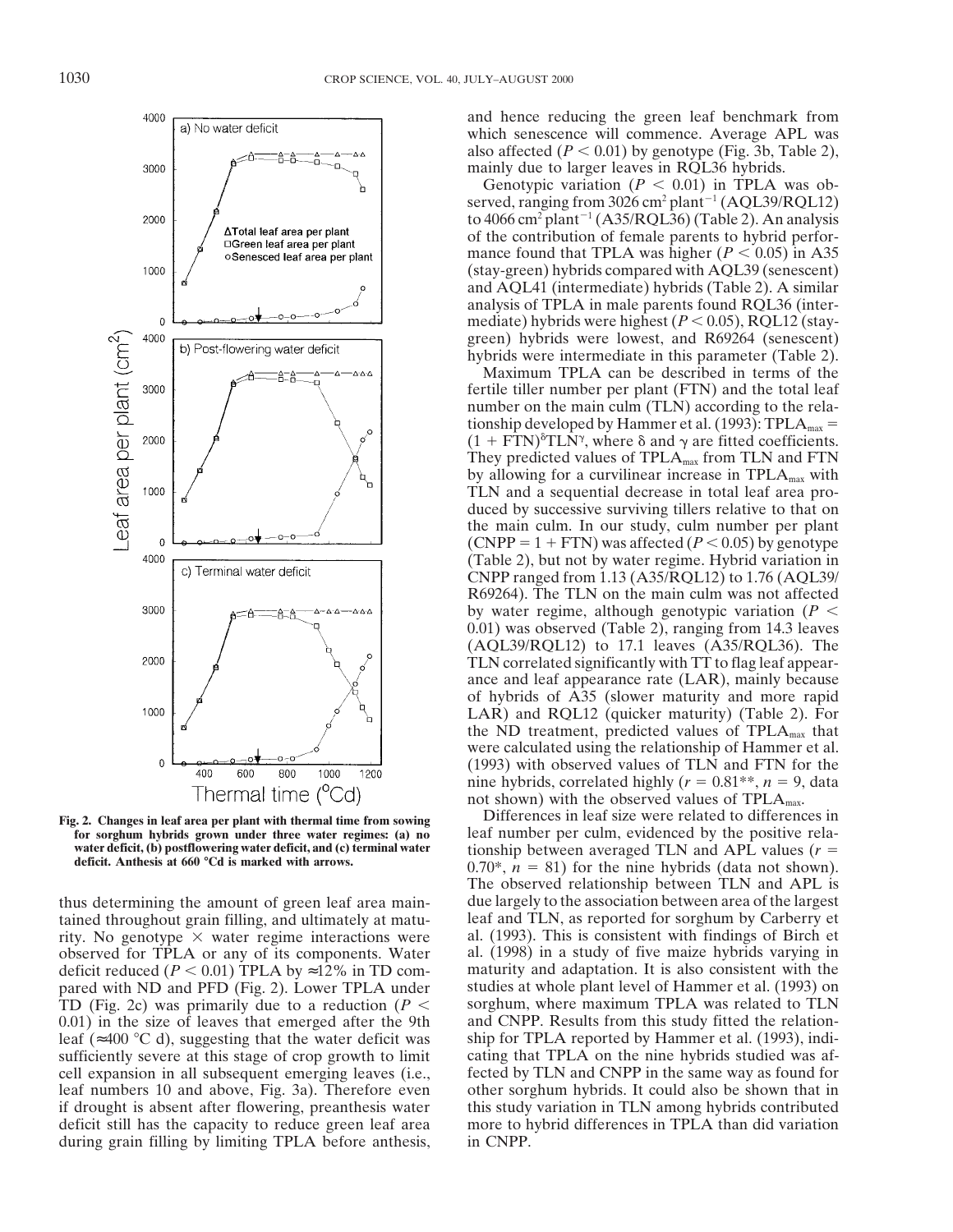Fig. 2. Changes in leaf area per plant with thermal time from sowing for sorghum hybrids grown under three water regimes: (a) no water deficit, (b) postflowering water deficit, and (c) terminal water deficit. Anthesis at 660 °Cd is marked with arrows.

thus determining the amount of green leaf area maintained throughout grain filling, and ultimately at maturity. No genotype × water regime interactions were observed for TPLA or any of its components. Water deficit reduced ($P < 0.01$) TPLA by ≈12% in TD compared with ND and PFD (Fig. 2). Lower TPLA under TD (Fig. 2c) was primarily due to a reduction ($P < 0.01$) in the size of leaves that emerged after the 9th leaf (≈400 °C d), suggesting that the water deficit was sufficiently severe at this stage of crop growth to limit cell expansion in all subsequent emerging leaves (i.e., leaf numbers 10 and above, Fig. 3a). Therefore even if drought is absent after flowering, preanthesis water deficit still has the capacity to reduce green leaf area during grain filling by limiting TPLA before anthesis, and hence reducing the green leaf benchmark from which senescence will commence. Average APL was also affected ($P < 0.01$) by genotype (Fig. 3b, Table 2), mainly due to larger leaves in RQL36 hybrids.

Genotypic variation ($P < 0.01$) in TPLA was observed, ranging from 3026 cm$^2$ plant$^{-1}$ (AQL39/RQL12) to 4066 cm$^2$ plant$^{-1}$ (A35/RQL36) (Table 2). An analysis of the contribution of female parents to hybrid performance found that TPLA was higher ($P < 0.05$) in A35 (stay-green) hybrids compared with AQL39 (senescent) and AQL41 (intermediate) hybrids (Table 2). A similar analysis of TPLA in male parents found RQL36 (intermediate) hybrids were highest ($P < 0.05$), RQL12 (stay-green) hybrids were lowest, and R69264 (senescent) hybrids were intermediate in this parameter (Table 2).

Maximum TPLA can be described in terms of the fertile tiller number per plant (FTN) and the total leaf number on the main culm (TLN) according to the relationship developed by Hammer et al. (1993): $TPLA_{max} = (1 + FTN)^{\delta}TLN^{\gamma}$, where $\delta$ and $\gamma$ are fitted coefficients. They predicted values of $TPLA_{max}$ from TLN and FTN by allowing for a curvilinear increase in $TPLA_{max}$ with TLN and a sequential decrease in total leaf area produced by successive surviving tillers relative to that on the main culm. In our study, culm number per plant (CNPP = 1 + FTN) was affected ($P < 0.05$) by genotype (Table 2), but not by water regime. Hybrid variation in CNPP ranged from 1.13 (A35/RQL12) to 1.76 (AQL39/R69264). The TLN on the main culm was not affected by water regime, although genotypic variation ($P < 0.01$) was observed (Table 2), ranging from 14.3 leaves (AQL39/RQL12) to 17.1 leaves (A35/RQL36). The TLN correlated significantly with TT to flag leaf appearance and leaf appearance rate (LAR), mainly because of hybrids of A35 (slower maturity and more rapid LAR) and RQL12 (quicker maturity) (Table 2). For the ND treatment, predicted values of $TPLA_{max}$ that were calculated using the relationship of Hammer et al. (1993) with observed values of TLN and FTN for the nine hybrids, correlated highly ($r = 0.81$**, $n = 9$, data not shown) with the observed values of $TPLA_{max}$.

Differences in leaf size were related to differences in leaf number per culm, evidenced by the positive relationship between averaged TLN and APL values ($r = 0.70$*, $n = 81$) for the nine hybrids (data not shown). The observed relationship between TLN and APL is due largely to the association between area of the largest leaf and TLN, as reported for sorghum by Carberry et al. (1993). This is consistent with findings of Birch et al. (1998) in a study of five maize hybrids varying in maturity and adaptation. It is also consistent with the studies at whole plant level of Hammer et al. (1993) on sorghum, where maximum TPLA was related to TLN and CNPP. Results from this study fitted the relationship for TPLA reported by Hammer et al. (1993), indicating that TPLA on the nine hybrids studied was affected by TLN and CNPP in the same way as found for other sorghum hybrids. It could also be shown that in this study variation in TLN among hybrids contributed more to hybrid differences in TPLA than did variation in CNPP.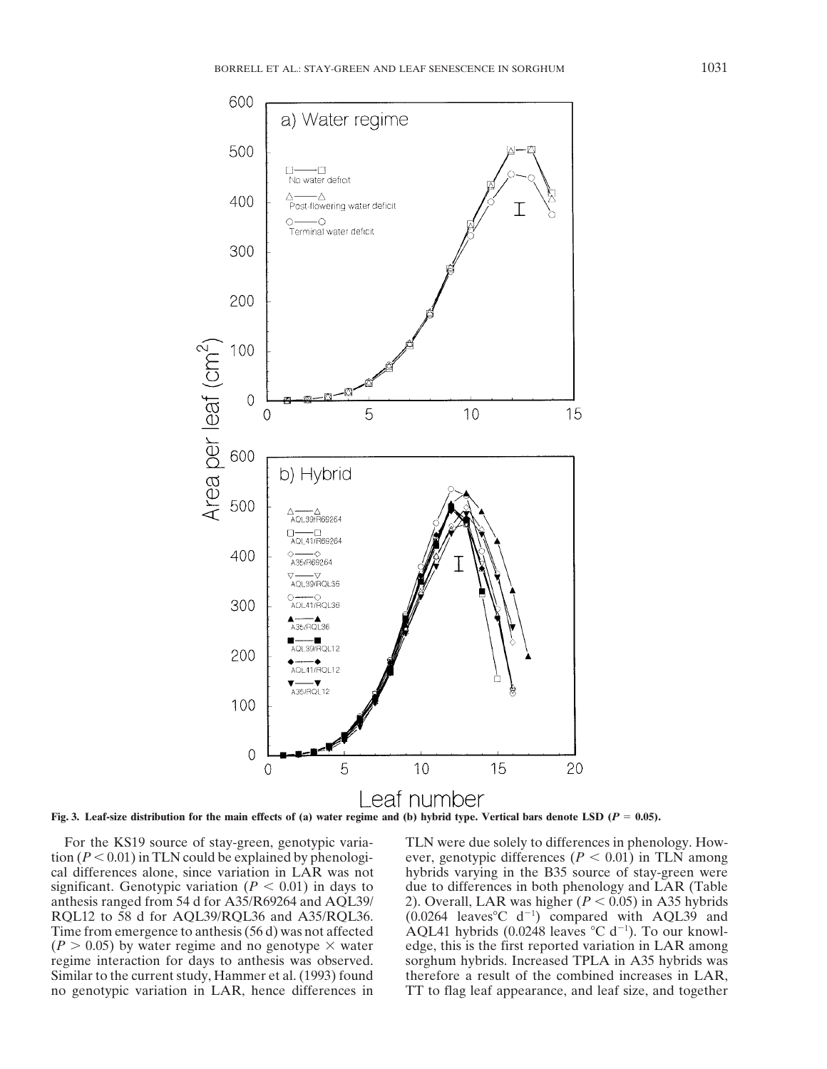Fig. 3. Leaf-size distribution for the main effects of (a) water regime and (b) hybrid type. Vertical bars denote LSD ($P = 0.05$).

For the KS19 source of stay-green, genotypic variation ($P < 0.01$) in TLN could be explained by phenological differences alone, since variation in LAR was not significant. Genotypic variation ($P < 0.01$) in days to anthesis ranged from 54 d for A35/R69264 and AQL39/RQL12 to 58 d for AQL39/RQL36 and A35/RQL36. Time from emergence to anthesis (56 d) was not affected ($P > 0.05$) by water regime and no genotype × water regime interaction for days to anthesis was observed. Similar to the current study, Hammer et al. (1993) found no genotypic variation in LAR, hence differences in TLN were due solely to differences in phenology. However, genotypic differences ($P < 0.01$) in TLN among hybrids varying in the B35 source of stay-green were due to differences in both phenology and LAR (Table 2). Overall, LAR was higher ($P < 0.05$) in A35 hybrids (0.0264 leaves°C $d^{-1}$) compared with AQL39 and AQL41 hybrids (0.0248 leaves °C $d^{-1}$). To our knowledge, this is the first reported variation in LAR among sorghum hybrids. Increased TPLA in A35 hybrids was therefore a result of the combined increases in LAR, TT to flag leaf appearance, and leaf size, and together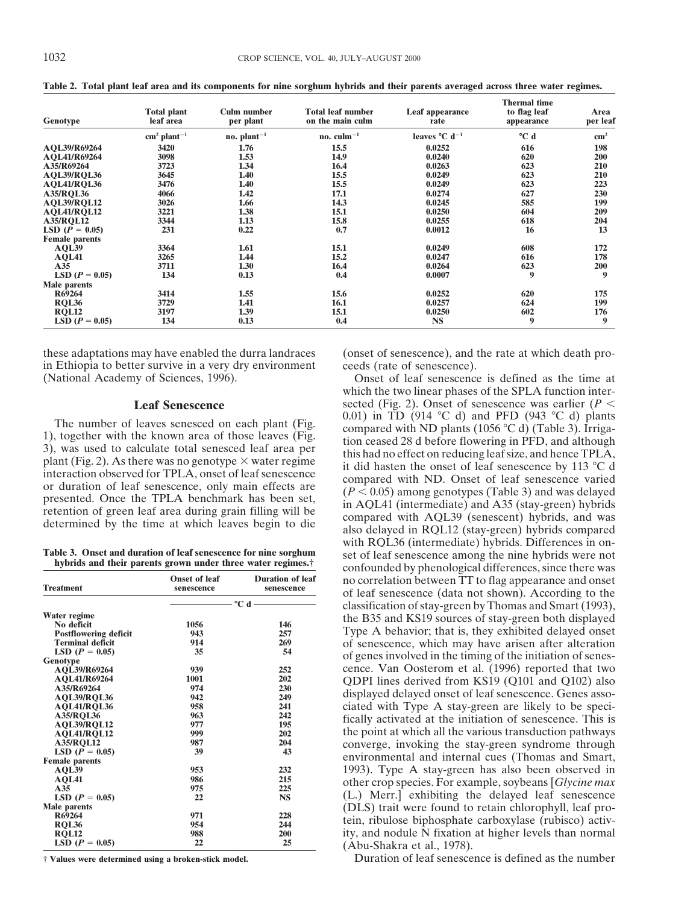**Table 2. Total plant leaf area and its components for nine sorghum hybrids and their parents averaged across three water regimes.**

| Genotype | Total plant leaf area | Culm number per plant | Total leaf number on the main culm | Leaf appearance rate | Thermal time to flag leaf appearance | Area per leaf |
|---|---|---|---|---|---|---|
| | cm² plant⁻¹ | no. plant⁻¹ | no. culm⁻¹ | leaves °C d⁻¹ | °C d | cm² |
| **AQL39/R69264** | 3420 | 1.76 | 15.5 | 0.0252 | 616 | 198 |
| **AQL41/R69264** | 3098 | 1.53 | 14.9 | 0.0240 | 620 | 200 |
| **A35/R69264** | 3723 | 1.34 | 16.4 | 0.0263 | 623 | 210 |
| **AQL39/RQL36** | 3645 | 1.40 | 15.5 | 0.0249 | 623 | 210 |
| **AQL41/RQL36** | 3476 | 1.40 | 15.5 | 0.0249 | 623 | 223 |
| **A35/RQL36** | 4066 | 1.42 | 17.1 | 0.0274 | 627 | 230 |
| **AQL39/RQL12** | 3026 | 1.66 | 14.3 | 0.0245 | 585 | 199 |
| **AQL41/RQL12** | 3221 | 1.38 | 15.1 | 0.0250 | 604 | 209 |
| **A35/RQL12** | 3344 | 1.13 | 15.8 | 0.0255 | 618 | 204 |
| **LSD ($P$ = 0.05)** | 231 | 0.22 | 0.7 | 0.0012 | 16 | 13 |
| **Female parents** | | | | | | |
| **AQL39** | 3364 | 1.61 | 15.1 | 0.0249 | 608 | 172 |
| **AQL41** | 3265 | 1.44 | 15.2 | 0.0247 | 616 | 178 |
| **A35** | 3711 | 1.30 | 16.4 | 0.0264 | 623 | 200 |
| **LSD ($P$ = 0.05)** | 134 | 0.13 | 0.4 | 0.0007 | 9 | 9 |
| **Male parents** | | | | | | |
| **R69264** | 3414 | 1.55 | 15.6 | 0.0252 | 620 | 175 |
| **RQL36** | 3729 | 1.41 | 16.1 | 0.0257 | 624 | 199 |
| **RQL12** | 3197 | 1.39 | 15.1 | 0.0250 | 602 | 176 |
| **LSD ($P$ = 0.05)** | 134 | 0.13 | 0.4 | NS | 9 | 9 |

these adaptations may have enabled the durra landraces in Ethiopia to better survive in a very dry environment (National Academy of Sciences, 1996).

## Leaf Senescence

The number of leaves senesced on each plant (Fig. 1), together with the known area of those leaves (Fig. 3), was used to calculate total senesced leaf area per plant (Fig. 2). As there was no genotype × water regime interaction observed for TPLA, onset of leaf senescence or duration of leaf senescence, only main effects are presented. Once the TPLA benchmark has been set, retention of green leaf area during grain filling will be determined by the time at which leaves begin to die (onset of senescence), and the rate at which death proceeds (rate of senescence).

**Table 3. Onset and duration of leaf senescence for nine sorghum hybrids and their parents grown under three water regimes.†**

| Treatment | Onset of leaf senescence | Duration of leaf senescence |
|---|---|---|
| | °C d | |
| **Water regime** | | |
| **No deficit** | 1056 | 146 |
| **Postflowering deficit** | 943 | 257 |
| **Terminal deficit** | 914 | 269 |
| **LSD ($P$ = 0.05)** | 35 | 54 |
| **Genotype** | | |
| **AQL39/R69264** | 939 | 252 |
| **AQL41/R69264** | 1001 | 202 |
| **A35/R69264** | 974 | 230 |
| **AQL39/RQL36** | 942 | 249 |
| **AQL41/RQL36** | 958 | 241 |
| **A35/RQL36** | 963 | 242 |
| **AQL39/RQL12** | 977 | 195 |
| **AQL41/RQL12** | 999 | 202 |
| **A35/RQL12** | 987 | 204 |
| **LSD ($P$ = 0.05)** | 39 | 43 |
| **Female parents** | | |
| **AQL39** | 953 | 232 |
| **AQL41** | 986 | 215 |
| **A35** | 975 | 225 |
| **LSD ($P$ = 0.05)** | 22 | NS |
| **Male parents** | | |
| **R69264** | 971 | 228 |
| **RQL36** | 954 | 244 |
| **RQL12** | 988 | 200 |
| **LSD ($P$ = 0.05)** | 22 | 25 |

† Values were determined using a broken-stick model.

Onset of leaf senescence is defined as the time at which the two linear phases of the SPLA function intersected (Fig. 2). Onset of senescence was earlier ($P$ < 0.01) in TD (914 °C d) and PFD (943 °C d) plants compared with ND plants (1056 °C d) (Table 3). Irrigation ceased 28 d before flowering in PFD, and although this had no effect on reducing leaf size, and hence TPLA, it did hasten the onset of leaf senescence by 113 °C d compared with ND. Onset of leaf senescence varied ($P$ < 0.05) among genotypes (Table 3) and was delayed in AQL41 (intermediate) and A35 (stay-green) hybrids compared with AQL39 (senescent) hybrids, and was also delayed in RQL12 (stay-green) hybrids compared with RQL36 (intermediate) hybrids. Differences in onset of leaf senescence among the nine hybrids were not confounded by phenological differences, since there was no correlation between TT to flag appearance and onset of leaf senescence (data not shown). According to the classification of stay-green by Thomas and Smart (1993), the B35 and KS19 sources of stay-green both displayed Type A behavior; that is, they exhibited delayed onset of senescence, which may have arisen after alteration of genes involved in the timing of the initiation of senescence. Van Oosterom et al. (1996) reported that two QDPI lines derived from KS19 (Q101 and Q102) also displayed delayed onset of leaf senescence. Genes associated with Type A stay-green are likely to be specifically activated at the initiation of senescence. This is the point at which all the various transduction pathways converge, invoking the stay-green syndrome through environmental and internal cues (Thomas and Smart, 1993). Type A stay-green has also been observed in other crop species. For example, soybeans [*Glycine max* (L.) Merr.] exhibiting the delayed leaf senescence (DLS) trait were found to retain chlorophyll, leaf protein, ribulose biphosphate carboxylase (rubisco) activity, and nodule N fixation at higher levels than normal (Abu-Shakra et al., 1978).

Duration of leaf senescence is defined as the number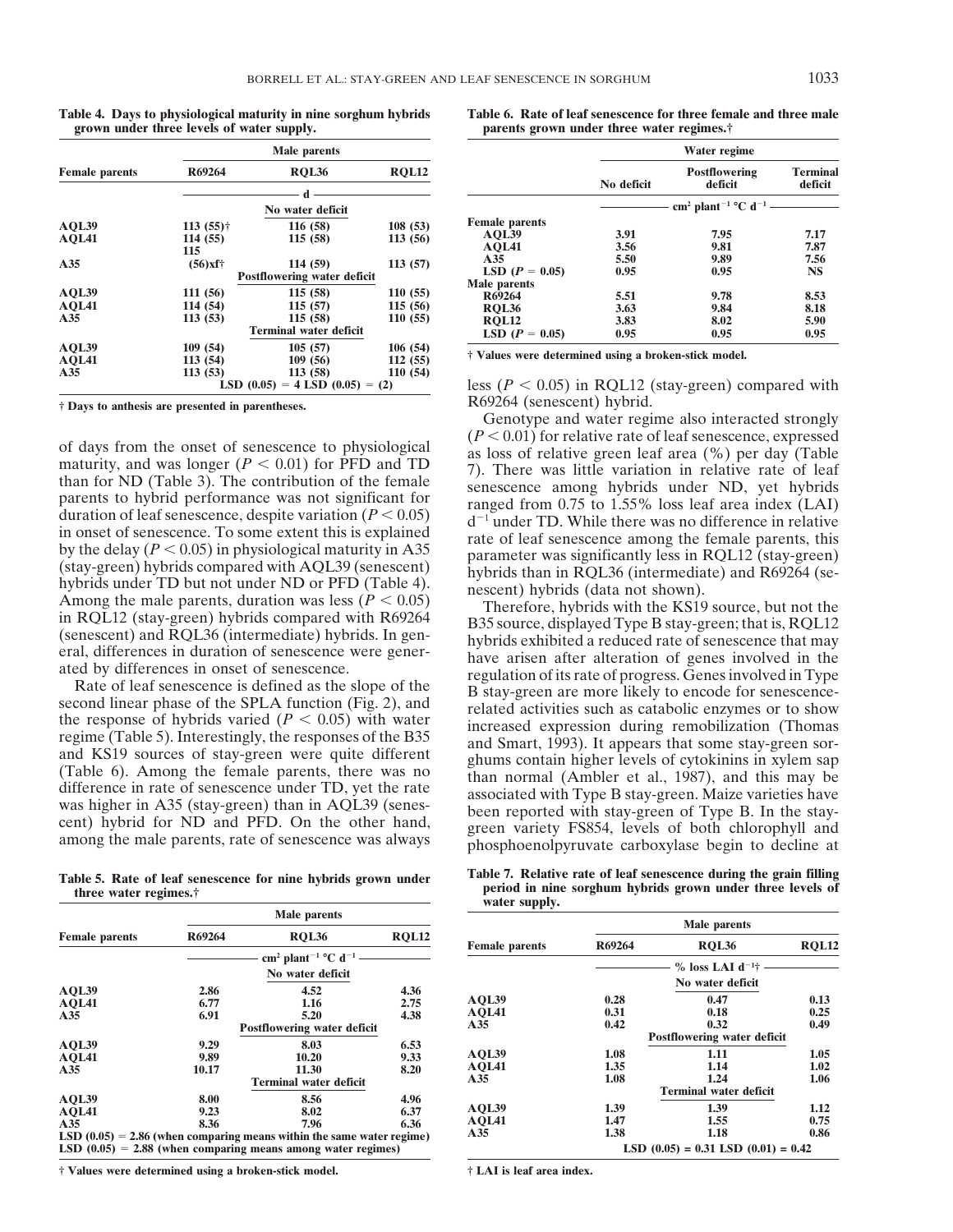**Table 4. Days to physiological maturity in nine sorghum hybrids grown under three levels of water supply.**

| Female parents | R69264 | RQL36 | RQL12 |
|---|---|---|---|
| | Male parents | | |
| | d | | |
| | No water deficit | | |
| AQL39 | 113 (55)† | 116 (58) | 108 (53) |
| AQL41 | 114 (55) | 115 (58) | 113 (56) |
| A35 | 115 (56)xf† | 114 (59) | 113 (57) |
| | Postflowering water deficit | | |
| AQL39 | 111 (56) | 115 (58) | 110 (55) |
| AQL41 | 114 (54) | 115 (57) | 115 (56) |
| A35 | 113 (53) | 115 (58) | 110 (55) |
| | Terminal water deficit | | |
| AQL39 | 109 (54) | 105 (57) | 106 (54) |
| AQL41 | 113 (54) | 109 (56) | 112 (55) |
| A35 | 113 (53) | 113 (58) | 110 (54) |
| | LSD (0.05) = 4 LSD (0.05) = (2) | | |

† Days to anthesis are presented in parentheses.

of days from the onset of senescence to physiological maturity, and was longer ($P < 0.01$) for PFD and TD than for ND (Table 3). The contribution of the female parents to hybrid performance was not significant for duration of leaf senescence, despite variation ($P < 0.05$) in onset of senescence. To some extent this is explained by the delay ($P < 0.05$) in physiological maturity in A35 (stay-green) hybrids compared with AQL39 (senescent) hybrids under TD but not under ND or PFD (Table 4). Among the male parents, duration was less ($P < 0.05$) in RQL12 (stay-green) hybrids compared with R69264 (senescent) and RQL36 (intermediate) hybrids. In general, differences in duration of senescence were generated by differences in onset of senescence.

Rate of leaf senescence is defined as the slope of the second linear phase of the SPLA function (Fig. 2), and the response of hybrids varied ($P < 0.05$) with water regime (Table 5). Interestingly, the responses of the B35 and KS19 sources of stay-green were quite different (Table 6). Among the female parents, there was no difference in rate of senescence under TD, yet the rate was higher in A35 (stay-green) than in AQL39 (senescent) hybrid for ND and PFD. On the other hand, among the male parents, rate of senescence was always less ($P < 0.05$) in RQL12 (stay-green) compared with R69264 (senescent) hybrid.

Genotype and water regime also interacted strongly ($P < 0.01$) for relative rate of leaf senescence, expressed as loss of relative green leaf area (%) per day (Table 7). There was little variation in relative rate of leaf senescence among hybrids under ND, yet hybrids ranged from 0.75 to 1.55% loss leaf area index (LAI) $d^{-1}$ under TD. While there was no difference in relative rate of leaf senescence among the female parents, this parameter was significantly less in RQL12 (stay-green) hybrids than in RQL36 (intermediate) and R69264 (senescent) hybrids (data not shown).

Therefore, hybrids with the KS19 source, but not the B35 source, displayed Type B stay-green; that is, RQL12 hybrids exhibited a reduced rate of senescence that may have arisen after alteration of genes involved in the regulation of its rate of progress. Genes involved in Type B stay-green are more likely to encode for senescence-related activities such as catabolic enzymes or to show increased expression during remobilization (Thomas and Smart, 1993). It appears that some stay-green sorghums contain higher levels of cytokinins in xylem sap than normal (Ambler et al., 1987), and this may be associated with Type B stay-green. Maize varieties have been reported with stay-green of Type B. In the stay-green variety FS854, levels of both chlorophyll and phosphoenolpyruvate carboxylase begin to decline at

**Table 5. Rate of leaf senescence for nine hybrids grown under three water regimes.†**

| Female parents | R69264 | RQL36 | RQL12 |
|---|---|---|---|
| | Male parents | | |
| | $cm^2$ $plant^{-1}$ °C $d^{-1}$ | | |
| | No water deficit | | |
| AQL39 | 2.86 | 4.52 | 4.36 |
| AQL41 | 6.77 | 1.16 | 2.75 |
| A35 | 6.91 | 5.20 | 4.38 |
| | Postflowering water deficit | | |
| AQL39 | 9.29 | 8.03 | 6.53 |
| AQL41 | 9.89 | 10.20 | 9.33 |
| A35 | 10.17 | 11.30 | 8.20 |
| | Terminal water deficit | | |
| AQL39 | 8.00 | 8.56 | 4.96 |
| AQL41 | 9.23 | 8.02 | 6.37 |
| A35 | 8.36 | 7.96 | 6.36 |

LSD (0.05) = 2.86 (when comparing means within the same water regime)
LSD (0.05) = 2.88 (when comparing means among water regimes)

† Values were determined using a broken-stick model.

**Table 6. Rate of leaf senescence for three female and three male parents grown under three water regimes.†**

| | No deficit | Postflowering deficit | Terminal deficit |
|---|---|---|---|
| | Water regime | | |
| | $cm^2$ $plant^{-1}$ °C $d^{-1}$ | | |
| **Female parents** | | | |
| AQL39 | 3.91 | 7.95 | 7.17 |
| AQL41 | 3.56 | 9.81 | 7.87 |
| A35 | 5.50 | 9.89 | 7.56 |
| LSD ($P$ = 0.05) | 0.95 | 0.95 | NS |
| **Male parents** | | | |
| R69264 | 5.51 | 9.78 | 8.53 |
| RQL36 | 3.63 | 9.84 | 8.18 |
| RQL12 | 3.83 | 8.02 | 5.90 |
| LSD ($P$ = 0.05) | 0.95 | 0.95 | 0.95 |

† Values were determined using a broken-stick model.

**Table 7. Relative rate of leaf senescence during the grain filling period in nine sorghum hybrids grown under three levels of water supply.**

| Female parents | R69264 | RQL36 | RQL12 |
|---|---|---|---|
| | Male parents | | |
| | % loss LAI $d^{-1}$† | | |
| | No water deficit | | |
| AQL39 | 0.28 | 0.47 | 0.13 |
| AQL41 | 0.31 | 0.18 | 0.25 |
| A35 | 0.42 | 0.32 | 0.49 |
| | Postflowering water deficit | | |
| AQL39 | 1.08 | 1.11 | 1.05 |
| AQL41 | 1.35 | 1.14 | 1.02 |
| A35 | 1.08 | 1.24 | 1.06 |
| | Terminal water deficit | | |
| AQL39 | 1.39 | 1.39 | 1.12 |
| AQL41 | 1.47 | 1.55 | 0.75 |
| A35 | 1.38 | 1.18 | 0.86 |
| | LSD (0.05) = 0.31 LSD (0.01) = 0.42 | | |

† LAI is leaf area index.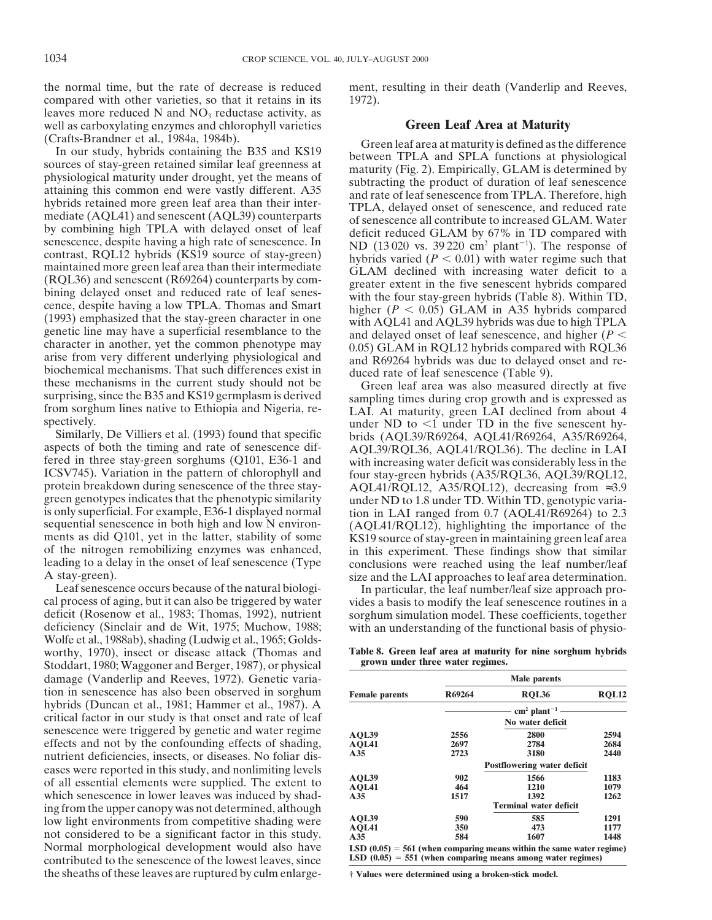the normal time, but the rate of decrease is reduced compared with other varieties, so that it retains in its leaves more reduced N and $NO_3$ reductase activity, as well as carboxylating enzymes and chlorophyll varieties (Crafts-Brandner et al., 1984a, 1984b).

In our study, hybrids containing the B35 and KS19 sources of stay-green retained similar leaf greenness at physiological maturity under drought, yet the means of attaining this common end were vastly different. A35 hybrids retained more green leaf area than their intermediate (AQL41) and senescent (AQL39) counterparts by combining high TPLA with delayed onset of leaf senescence, despite having a high rate of senescence. In contrast, RQL12 hybrids (KS19 source of stay-green) maintained more green leaf area than their intermediate (RQL36) and senescent (R69264) counterparts by combining delayed onset and reduced rate of leaf senescence, despite having a low TPLA. Thomas and Smart (1993) emphasized that the stay-green character in one genetic line may have a superficial resemblance to the character in another, yet the common phenotype may arise from very different underlying physiological and biochemical mechanisms. That such differences exist in these mechanisms in the current study should not be surprising, since the B35 and KS19 germplasm is derived from sorghum lines native to Ethiopia and Nigeria, respectively.

Similarly, De Villiers et al. (1993) found that specific aspects of both the timing and rate of senescence differed in three stay-green sorghums (Q101, E36-1 and ICSV745). Variation in the pattern of chlorophyll and protein breakdown during senescence of the three stay-green genotypes indicates that the phenotypic similarity is only superficial. For example, E36-1 displayed normal sequential senescence in both high and low N environments as did Q101, yet in the latter, stability of some of the nitrogen remobilizing enzymes was enhanced, leading to a delay in the onset of leaf senescence (Type A stay-green).

Leaf senescence occurs because of the natural biological process of aging, but it can also be triggered by water deficit (Rosenow et al., 1983; Thomas, 1992), nutrient deficiency (Sinclair and de Wit, 1975; Muchow, 1988; Wolfe et al., 1988ab), shading (Ludwig et al., 1965; Goldsworthy, 1970), insect or disease attack (Thomas and Stoddart, 1980; Waggoner and Berger, 1987), or physical damage (Vanderlip and Reeves, 1972). Genetic variation in senescence has also been observed in sorghum hybrids (Duncan et al., 1981; Hammer et al., 1987). A critical factor in our study is that onset and rate of leaf senescence were triggered by genetic and water regime effects and not by the confounding effects of shading, nutrient deficiencies, insects, or diseases. No foliar diseases were reported in this study, and nonlimiting levels of all essential elements were supplied. The extent to which senescence in lower leaves was induced by shading from the upper canopy was not determined, although low light environments from competitive shading were not considered to be a significant factor in this study. Normal morphological development would also have contributed to the senescence of the lowest leaves, since the sheaths of these leaves are ruptured by culm enlargement, resulting in their death (Vanderlip and Reeves, 1972).

## Green Leaf Area at Maturity

Green leaf area at maturity is defined as the difference between TPLA and SPLA functions at physiological maturity (Fig. 2). Empirically, GLAM is determined by subtracting the product of duration of leaf senescence and rate of leaf senescence from TPLA. Therefore, high TPLA, delayed onset of senescence, and reduced rate of senescence all contribute to increased GLAM. Water deficit reduced GLAM by 67% in TD compared with ND (13 020 vs. 39 220 $cm^2$ $plant^{-1}$). The response of hybrids varied ($P < 0.01$) with water regime such that GLAM declined with increasing water deficit to a greater extent in the five senescent hybrids compared with the four stay-green hybrids (Table 8). Within TD, higher ($P < 0.05$) GLAM in A35 hybrids compared with AQL41 and AQL39 hybrids was due to high TPLA and delayed onset of leaf senescence, and higher ($P < 0.05$) GLAM in RQL12 hybrids compared with RQL36 and R69264 hybrids was due to delayed onset and reduced rate of leaf senescence (Table 9).

Green leaf area was also measured directly at five sampling times during crop growth and is expressed as LAI. At maturity, green LAI declined from about 4 under ND to <1 under TD in the five senescent hybrids (AQL39/R69264, AQL41/R69264, A35/R69264, AQL39/RQL36, AQL41/RQL36). The decline in LAI with increasing water deficit was considerably less in the four stay-green hybrids (A35/RQL36, AQL39/RQL12, AQL41/RQL12, A35/RQL12), decreasing from ≈3.9 under ND to 1.8 under TD. Within TD, genotypic variation in LAI ranged from 0.7 (AQL41/R69264) to 2.3 (AQL41/RQL12), highlighting the importance of the KS19 source of stay-green in maintaining green leaf area in this experiment. These findings show that similar conclusions were reached using the leaf number/leaf size and the LAI approaches to leaf area determination.

In particular, the leaf number/leaf size approach provides a basis to modify the leaf senescence routines in a sorghum simulation model. These coefficients, together with an understanding of the functional basis of physio-

**Table 8. Green leaf area at maturity for nine sorghum hybrids grown under three water regimes.**

| Female parents | Male parents | | |
|---|---|---|---|
| | R69264 | RQL36 | RQL12 |
| | $cm^2$ $plant^{-1}$ | | |
| | No water deficit | | |
| AQL39 | 2556 | 2800 | 2594 |
| AQL41 | 2697 | 2784 | 2684 |
| A35 | 2723 | 3180 | 2440 |
| | Postflowering water deficit | | |
| AQL39 | 902 | 1566 | 1183 |
| AQL41 | 464 | 1210 | 1079 |
| A35 | 1517 | 1392 | 1262 |
| | Terminal water deficit | | |
| AQL39 | 590 | 585 | 1291 |
| AQL41 | 350 | 473 | 1177 |
| A35 | 584 | 1607 | 1448 |

LSD (0.05) = 561 (when comparing means within the same water regime)
LSD (0.05) = 551 (when comparing means among water regimes)

† Values were determined using a broken-stick model.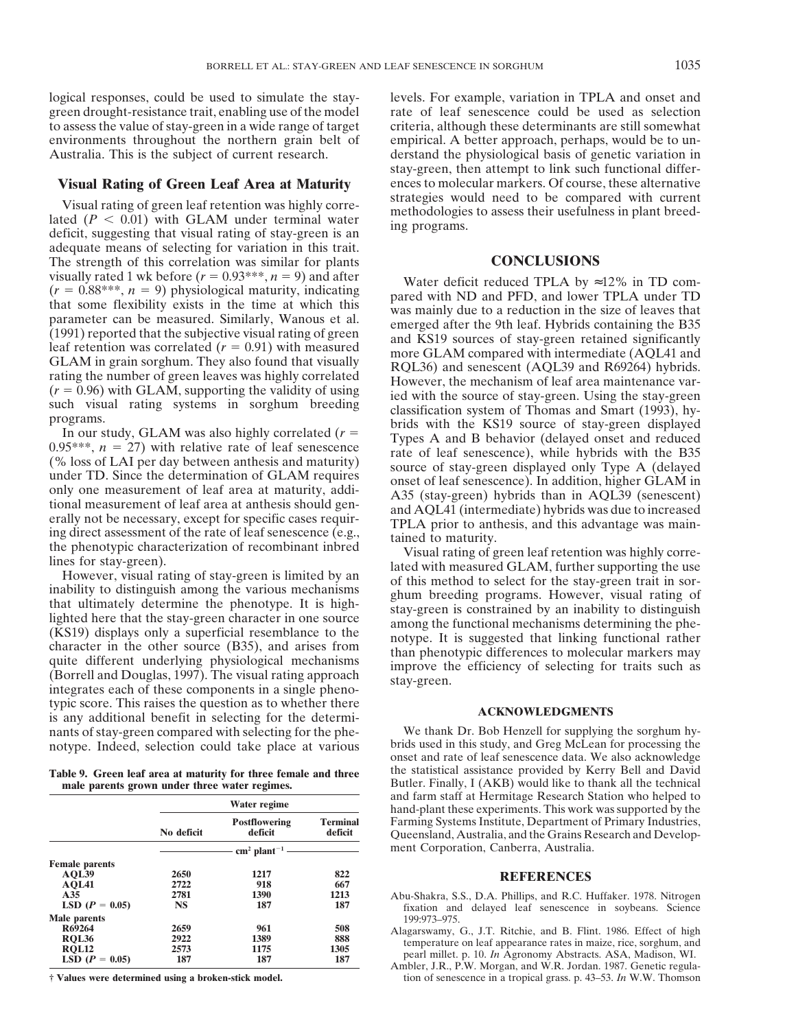logical responses, could be used to simulate the stay-green drought-resistance trait, enabling use of the model to assess the value of stay-green in a wide range of target environments throughout the northern grain belt of Australia. This is the subject of current research.

## Visual Rating of Green Leaf Area at Maturity

Visual rating of green leaf retention was highly correlated ($P < 0.01$) with GLAM under terminal water deficit, suggesting that visual rating of stay-green is an adequate means of selecting for variation in this trait. The strength of this correlation was similar for plants visually rated 1 wk before ($r = 0.93$***, $n = 9$) and after ($r = 0.88$***, $n = 9$) physiological maturity, indicating that some flexibility exists in the time at which this parameter can be measured. Similarly, Wanous et al. (1991) reported that the subjective visual rating of green leaf retention was correlated ($r = 0.91$) with measured GLAM in grain sorghum. They also found that visually rating the number of green leaves was highly correlated ($r = 0.96$) with GLAM, supporting the validity of using such visual rating systems in sorghum breeding programs.

In our study, GLAM was also highly correlated ($r = 0.95$***, $n = 27$) with relative rate of leaf senescence (% loss of LAI per day between anthesis and maturity) under TD. Since the determination of GLAM requires only one measurement of leaf area at maturity, additional measurement of leaf area at anthesis should generally not be necessary, except for specific cases requiring direct assessment of the rate of leaf senescence (e.g., the phenotypic characterization of recombinant inbred lines for stay-green).

However, visual rating of stay-green is limited by an inability to distinguish among the various mechanisms that ultimately determine the phenotype. It is highlighted here that the stay-green character in one source (KS19) displays only a superficial resemblance to the character in the other source (B35), and arises from quite different underlying physiological mechanisms (Borrell and Douglas, 1997). The visual rating approach integrates each of these components in a single phenotypic score. This raises the question as to whether there is any additional benefit in selecting for the determinants of stay-green compared with selecting for the phenotype. Indeed, selection could take place at various levels. For example, variation in TPLA and onset and rate of leaf senescence could be used as selection criteria, although these determinants are still somewhat empirical. A better approach, perhaps, would be to understand the physiological basis of genetic variation in stay-green, then attempt to link such functional differences to molecular markers. Of course, these alternative strategies would need to be compared with current methodologies to assess their usefulness in plant breeding programs.

**Table 9. Green leaf area at maturity for three female and three male parents grown under three water regimes.**

| | Water regime | | |
|---|---|---|---|
| | No deficit | Postflowering deficit | Terminal deficit |
| | cm² plant⁻¹ | | |
| **Female parents** | | | |
| AQL39 | 2650 | 1217 | 822 |
| AQL41 | 2722 | 918 | 667 |
| A35 | 2781 | 1390 | 1213 |
| LSD ($P = 0.05$) | NS | 187 | 187 |
| **Male parents** | | | |
| R69264 | 2659 | 961 | 508 |
| RQL36 | 2922 | 1389 | 888 |
| RQL12 | 2573 | 1175 | 1305 |
| LSD ($P = 0.05$) | 187 | 187 | 187 |

† Values were determined using a broken-stick model.

## CONCLUSIONS

Water deficit reduced TPLA by ≈12% in TD compared with ND and PFD, and lower TPLA under TD was mainly due to a reduction in the size of leaves that emerged after the 9th leaf. Hybrids containing the B35 and KS19 sources of stay-green retained significantly more GLAM compared with intermediate (AQL41 and RQL36) and senescent (AQL39 and R69264) hybrids. However, the mechanism of leaf area maintenance varied with the source of stay-green. Using the stay-green classification system of Thomas and Smart (1993), hybrids with the KS19 source of stay-green displayed Types A and B behavior (delayed onset and reduced rate of leaf senescence), while hybrids with the B35 source of stay-green displayed only Type A (delayed onset of leaf senescence). In addition, higher GLAM in A35 (stay-green) hybrids than in AQL39 (senescent) and AQL41 (intermediate) hybrids was due to increased TPLA prior to anthesis, and this advantage was maintained to maturity.

Visual rating of green leaf retention was highly correlated with measured GLAM, further supporting the use of this method to select for the stay-green trait in sorghum breeding programs. However, visual rating of stay-green is constrained by an inability to distinguish among the functional mechanisms determining the phenotype. It is suggested that linking functional rather than phenotypic differences to molecular markers may improve the efficiency of selecting for traits such as stay-green.

### ACKNOWLEDGMENTS

We thank Dr. Bob Henzell for supplying the sorghum hybrids used in this study, and Greg McLean for processing the onset and rate of leaf senescence data. We also acknowledge the statistical assistance provided by Kerry Bell and David Butler. Finally, I (AKB) would like to thank all the technical and farm staff at Hermitage Research Station who helped to hand-plant these experiments. This work was supported by the Farming Systems Institute, Department of Primary Industries, Queensland, Australia, and the Grains Research and Development Corporation, Canberra, Australia.

### REFERENCES

Abu-Shakra, S.S., D.A. Phillips, and R.C. Huffaker. 1978. Nitrogen fixation and delayed leaf senescence in soybeans. Science 199:973–975.

Alagarswamy, G., J.T. Ritchie, and B. Flint. 1986. Effect of high temperature on leaf appearance rates in maize, rice, sorghum, and pearl millet. p. 10. *In* Agronomy Abstracts. ASA, Madison, WI.

Ambler, J.R., P.W. Morgan, and W.R. Jordan. 1987. Genetic regulation of senescence in a tropical grass. p. 43–53. *In* W.W. Thomson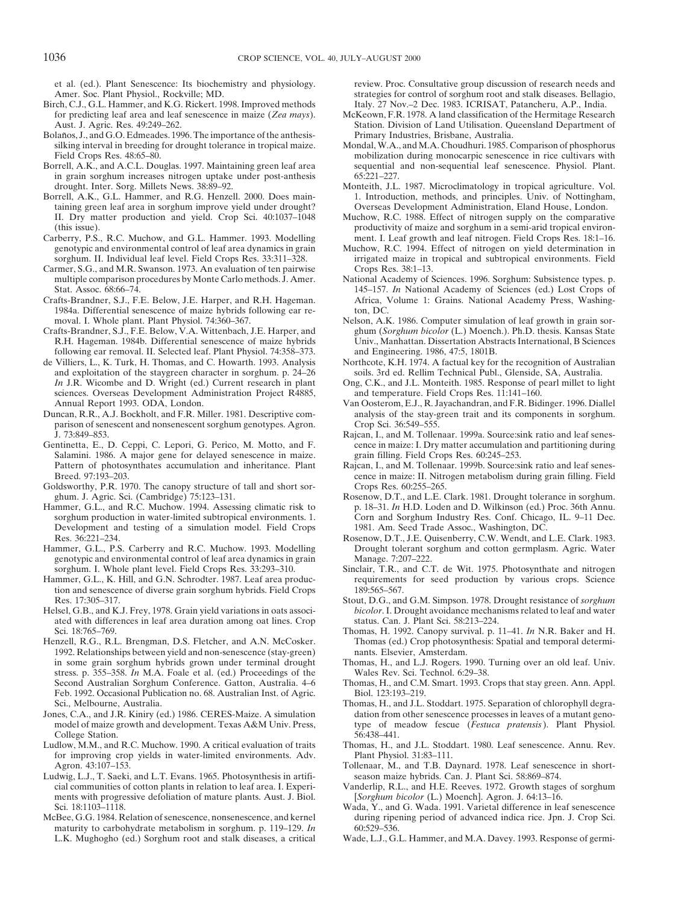et al. (ed.). Plant Senescence: Its biochemistry and physiology. Amer. Soc. Plant Physiol., Rockville; MD.

Birch, C.J., G.L. Hammer, and K.G. Rickert. 1998. Improved methods for predicting leaf area and leaf senescence in maize (*Zea mays*). Aust. J. Agric. Res. 49:249–262.

Bolaños, J., and G.O. Edmeades. 1996. The importance of the anthesis-silking interval in breeding for drought tolerance in tropical maize. Field Crops Res. 48:65–80.

Borrell, A.K., and A.C.L. Douglas. 1997. Maintaining green leaf area in grain sorghum increases nitrogen uptake under post-anthesis drought. Inter. Sorg. Millets News. 38:89–92.

Borrell, A.K., G.L. Hammer, and R.G. Henzell. 2000. Does maintaining green leaf area in sorghum improve yield under drought? II. Dry matter production and yield. Crop Sci. 40:1037–1048 (this issue).

Carberry, P.S., R.C. Muchow, and G.L. Hammer. 1993. Modelling genotypic and environmental control of leaf area dynamics in grain sorghum. II. Individual leaf level. Field Crops Res. 33:311–328.

Carmer, S.G., and M.R. Swanson. 1973. An evaluation of ten pairwise multiple comparison procedures by Monte Carlo methods. J. Amer. Stat. Assoc. 68:66–74.

Crafts-Brandner, S.J., F.E. Below, J.E. Harper, and R.H. Hageman. 1984a. Differential senescence of maize hybrids following ear removal. I. Whole plant. Plant Physiol. 74:360–367.

Crafts-Brandner, S.J., F.E. Below, V.A. Wittenbach, J.E. Harper, and R.H. Hageman. 1984b. Differential senescence of maize hybrids following ear removal. II. Selected leaf. Plant Physiol. 74:358–373.

de Villiers, L., K. Turk, H. Thomas, and C. Howarth. 1993. Analysis and exploitation of the staygreen character in sorghum. p. 24–26 *In* J.R. Wicombe and D. Wright (ed.) Current research in plant sciences. Overseas Development Administration Project R4885, Annual Report 1993. ODA, London.

Duncan, R.R., A.J. Bockholt, and F.R. Miller. 1981. Descriptive comparison of senescent and nonsenescent sorghum genotypes. Agron. J. 73:849–853.

Gentinetta, E., D. Ceppi, C. Lepori, G. Perico, M. Motto, and F. Salamini. 1986. A major gene for delayed senescence in maize. Pattern of photosynthates accumulation and inheritance. Plant Breed. 97:193–203.

Goldsworthy, P.R. 1970. The canopy structure of tall and short sorghum. J. Agric. Sci. (Cambridge) 75:123–131.

Hammer, G.L., and R.C. Muchow. 1994. Assessing climatic risk to sorghum production in water-limited subtropical environments. 1. Development and testing of a simulation model. Field Crops Res. 36:221–234.

Hammer, G.L., P.S. Carberry and R.C. Muchow. 1993. Modelling genotypic and environmental control of leaf area dynamics in grain sorghum. I. Whole plant level. Field Crops Res. 33:293–310.

Hammer, G.L., K. Hill, and G.N. Schrodter. 1987. Leaf area production and senescence of diverse grain sorghum hybrids. Field Crops Res. 17:305–317.

Helsel, G.B., and K.J. Frey, 1978. Grain yield variations in oats associated with differences in leaf area duration among oat lines. Crop Sci. 18:765–769.

Henzell, R.G., R.L. Brengman, D.S. Fletcher, and A.N. McCosker. 1992. Relationships between yield and non-senescence (stay-green) in some grain sorghum hybrids grown under terminal drought stress. p. 355–358. *In* M.A. Foale et al. (ed.) Proceedings of the Second Australian Sorghum Conference. Gatton, Australia. 4–6 Feb. 1992. Occasional Publication no. 68. Australian Inst. of Agric. Sci., Melbourne, Australia.

Jones, C.A., and J.R. Kiniry (ed.) 1986. CERES-Maize. A simulation model of maize growth and development. Texas A&M Univ. Press, College Station.

Ludlow, M.M., and R.C. Muchow. 1990. A critical evaluation of traits for improving crop yields in water-limited environments. Adv. Agron. 43:107–153.

Ludwig, L.J., T. Saeki, and L.T. Evans. 1965. Photosynthesis in artificial communities of cotton plants in relation to leaf area. I. Experiments with progressive defoliation of mature plants. Aust. J. Biol. Sci. 18:1103–1118.

McBee, G.G. 1984. Relation of senescence, nonsenescence, and kernel maturity to carbohydrate metabolism in sorghum. p. 119–129. *In* L.K. Mughogho (ed.) Sorghum root and stalk diseases, a critical review. Proc. Consultative group discussion of research needs and strategies for control of sorghum root and stalk diseases. Bellagio, Italy. 27 Nov.–2 Dec. 1983. ICRISAT, Patancheru, A.P., India.

McKeown, F.R. 1978. A land classification of the Hermitage Research Station. Division of Land Utilisation. Queensland Department of Primary Industries, Brisbane, Australia.

Mondal, W.A., and M.A. Choudhuri. 1985. Comparison of phosphorus mobilization during monocarpic senescence in rice cultivars with sequential and non-sequential leaf senescence. Physiol. Plant. 65:221–227.

Monteith, J.L. 1987. Microclimatology in tropical agriculture. Vol. 1. Introduction, methods, and principles. Univ. of Nottingham, Overseas Development Administration, Eland House, London.

Muchow, R.C. 1988. Effect of nitrogen supply on the comparative productivity of maize and sorghum in a semi-arid tropical environment. I. Leaf growth and leaf nitrogen. Field Crops Res. 18:1–16.

Muchow, R.C. 1994. Effect of nitrogen on yield determination in irrigated maize in tropical and subtropical environments. Field Crops Res. 38:1–13.

National Academy of Sciences. 1996. Sorghum: Subsistence types. p. 145–157. *In* National Academy of Sciences (ed.) Lost Crops of Africa, Volume 1: Grains. National Academy Press, Washington, DC.

Nelson, A.K. 1986. Computer simulation of leaf growth in grain sorghum (*Sorghum bicolor* (L.) Moench.). Ph.D. thesis. Kansas State Univ., Manhattan. Dissertation Abstracts International, B Sciences and Engineering. 1986, 47:5, 1801B.

Northcote, K.H. 1974. A factual key for the recognition of Australian soils. 3rd ed. Rellim Technical Publ., Glenside, SA, Australia.

Ong, C.K., and J.L. Monteith. 1985. Response of pearl millet to light and temperature. Field Crops Res. 11:141–160.

Van Oosterom, E.J., R. Jayachandran, and F.R. Bidinger. 1996. Diallel analysis of the stay-green trait and its components in sorghum. Crop Sci. 36:549–555.

Rajcan, I., and M. Tollenaar. 1999a. Source:sink ratio and leaf senescence in maize: I. Dry matter accumulation and partitioning during grain filling. Field Crops Res. 60:245–253.

Rajcan, I., and M. Tollenaar. 1999b. Source:sink ratio and leaf senescence in maize: II. Nitrogen metabolism during grain filling. Field Crops Res. 60:255–265.

Rosenow, D.T., and L.E. Clark. 1981. Drought tolerance in sorghum. p. 18–31. *In* H.D. Loden and D. Wilkinson (ed.) Proc. 36th Annu. Corn and Sorghum Industry Res. Conf. Chicago, IL. 9–11 Dec. 1981. Am. Seed Trade Assoc., Washington, DC.

Rosenow, D.T., J.E. Quisenberry, C.W. Wendt, and L.E. Clark. 1983. Drought tolerant sorghum and cotton germplasm. Agric. Water Manage. 7:207–222.

Sinclair, T.R., and C.T. de Wit. 1975. Photosynthate and nitrogen requirements for seed production by various crops. Science 189:565–567.

Stout, D.G., and G.M. Simpson. 1978. Drought resistance of *sorghum bicolor*. I. Drought avoidance mechanisms related to leaf and water status. Can. J. Plant Sci. 58:213–224.

Thomas, H. 1992. Canopy survival. p. 11–41. *In* N.R. Baker and H. Thomas (ed.) Crop photosynthesis: Spatial and temporal determinants. Elsevier, Amsterdam.

Thomas, H., and L.J. Rogers. 1990. Turning over an old leaf. Univ. Wales Rev. Sci. Technol. 6:29–38.

Thomas, H., and C.M. Smart. 1993. Crops that stay green. Ann. Appl. Biol. 123:193–219.

Thomas, H., and J.L. Stoddart. 1975. Separation of chlorophyll degradation from other senescence processes in leaves of a mutant genotype of meadow fescue (*Festuca pratensis*). Plant Physiol. 56:438–441.

Thomas, H., and J.L. Stoddart. 1980. Leaf senescence. Annu. Rev. Plant Physiol. 31:83–111.

Tollenaar, M., and T.B. Daynard. 1978. Leaf senescence in short-season maize hybrids. Can. J. Plant Sci. 58:869–874.

Vanderlip, R.L., and H.E. Reeves. 1972. Growth stages of sorghum [*Sorghum bicolor* (L.) Moench]. Agron. J. 64:13–16.

Wada, Y., and G. Wada. 1991. Varietal difference in leaf senescence during ripening period of advanced indica rice. Jpn. J. Crop Sci. 60:529–536.

Wade, L.J., G.L. Hammer, and M.A. Davey. 1993. Response of germi-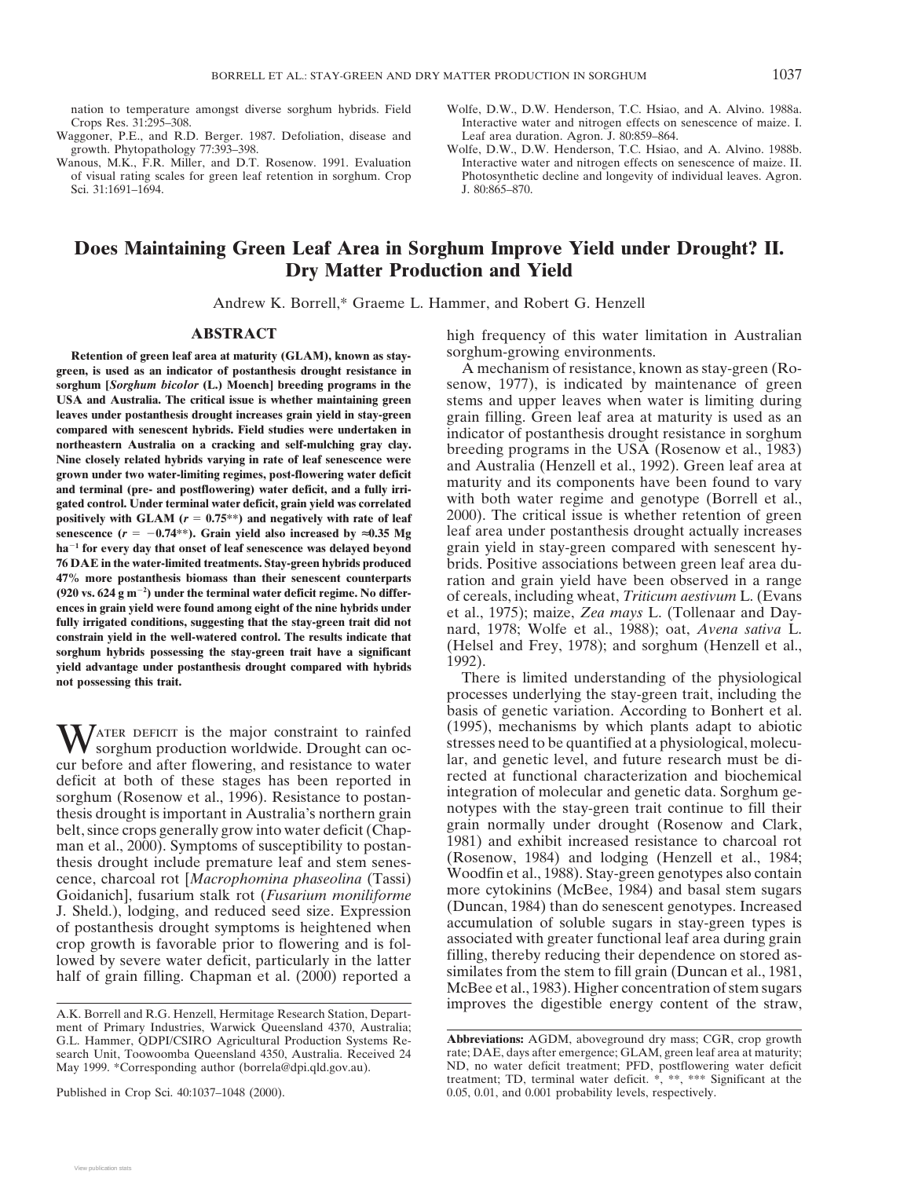nation to temperature amongst diverse sorghum hybrids. Field Crops Res. 31:295–308.

Waggoner, P.E., and R.D. Berger. 1987. Defoliation, disease and growth. Phytopathology 77:393–398.

Wanous, M.K., F.R. Miller, and D.T. Rosenow. 1991. Evaluation of visual rating scales for green leaf retention in sorghum. Crop Sci. 31:1691–1694.

Wolfe, D.W., D.W. Henderson, T.C. Hsiao, and A. Alvino. 1988a. Interactive water and nitrogen effects on senescence of maize. I. Leaf area duration. Agron. J. 80:859–864.

Wolfe, D.W., D.W. Henderson, T.C. Hsiao, and A. Alvino. 1988b. Interactive water and nitrogen effects on senescence of maize. II. Photosynthetic decline and longevity of individual leaves. Agron. J. 80:865–870.

# Does Maintaining Green Leaf Area in Sorghum Improve Yield under Drought? II. Dry Matter Production and Yield

Andrew K. Borrell,* Graeme L. Hammer, and Robert G. Henzell

## ABSTRACT

**Retention of green leaf area at maturity (GLAM), known as stay-green, is used as an indicator of postanthesis drought resistance in sorghum [*Sorghum bicolor* (L.) Moench] breeding programs in the USA and Australia. The critical issue is whether maintaining green leaves under postanthesis drought increases grain yield in stay-green compared with senescent hybrids. Field studies were undertaken in northeastern Australia on a cracking and self-mulching gray clay. Nine closely related hybrids varying in rate of leaf senescence were grown under two water-limiting regimes, post-flowering water deficit and terminal (pre- and postflowering) water deficit, and a fully irrigated control. Under terminal water deficit, grain yield was correlated positively with GLAM ($r = 0.75$**) and negatively with rate of leaf senescence ($r = -0.74$**). Grain yield also increased by ≈0.35 Mg ha$^{-1}$ for every day that onset of leaf senescence was delayed beyond 76 DAE in the water-limited treatments. Stay-green hybrids produced 47% more postanthesis biomass than their senescent counterparts (920 vs. 624 g m$^{-2}$) under the terminal water deficit regime. No differences in grain yield were found among eight of the nine hybrids under fully irrigated conditions, suggesting that the stay-green trait did not constrain yield in the well-watered control. The results indicate that sorghum hybrids possessing the stay-green trait have a significant yield advantage under postanthesis drought compared with hybrids not possessing this trait.**

Water deficit is the major constraint to rainfed sorghum production worldwide. Drought can occur before and after flowering, and resistance to water deficit at both of these stages has been reported in sorghum (Rosenow et al., 1996). Resistance to postanthesis drought is important in Australia's northern grain belt, since crops generally grow into water deficit (Chapman et al., 2000). Symptoms of susceptibility to postanthesis drought include premature leaf and stem senescence, charcoal rot [*Macrophomina phaseolina* (Tassi) Goidanich], fusarium stalk rot (*Fusarium moniliforme* J. Sheld.), lodging, and reduced seed size. Expression of postanthesis drought symptoms is heightened when crop growth is favorable prior to flowering and is followed by severe water deficit, particularly in the latter half of grain filling. Chapman et al. (2000) reported a high frequency of this water limitation in Australian sorghum-growing environments.

A mechanism of resistance, known as stay-green (Rosenow, 1977), is indicated by maintenance of green stems and upper leaves when water is limiting during grain filling. Green leaf area at maturity is used as an indicator of postanthesis drought resistance in sorghum breeding programs in the USA (Rosenow et al., 1983) and Australia (Henzell et al., 1992). Green leaf area at maturity and its components have been found to vary with both water regime and genotype (Borrell et al., 2000). The critical issue is whether retention of green leaf area under postanthesis drought actually increases grain yield in stay-green compared with senescent hybrids. Positive associations between green leaf area duration and grain yield have been observed in a range of cereals, including wheat, *Triticum aestivum* L. (Evans et al., 1975); maize, *Zea mays* L. (Tollenaar and Daynard, 1978; Wolfe et al., 1988); oat, *Avena sativa* L. (Helsel and Frey, 1978); and sorghum (Henzell et al., 1992).

There is limited understanding of the physiological processes underlying the stay-green trait, including the basis of genetic variation. According to Bonhert et al. (1995), mechanisms by which plants adapt to abiotic stresses need to be quantified at a physiological, molecular, and genetic level, and future research must be directed at functional characterization and biochemical integration of molecular and genetic data. Sorghum genotypes with the stay-green trait continue to fill their grain normally under drought (Rosenow and Clark, 1981) and exhibit increased resistance to charcoal rot (Rosenow, 1984) and lodging (Henzell et al., 1984; Woodfin et al., 1988). Stay-green genotypes also contain more cytokinins (McBee, 1984) and basal stem sugars (Duncan, 1984) than do senescent genotypes. Increased accumulation of soluble sugars in stay-green types is associated with greater functional leaf area during grain filling, thereby reducing their dependence on stored assimilates from the stem to fill grain (Duncan et al., 1981, McBee et al., 1983). Higher concentration of stem sugars improves the digestible energy content of the straw,

A.K. Borrell and R.G. Henzell, Hermitage Research Station, Department of Primary Industries, Warwick Queensland 4370, Australia; G.L. Hammer, QDPI/CSIRO Agricultural Production Systems Research Unit, Toowoomba Queensland 4350, Australia. Received 24 May 1999. *Corresponding author (borrela@dpi.qld.gov.au).

Published in Crop Sci. 40:1037–1048 (2000).

**Abbreviations:** AGDM, aboveground dry mass; CGR, crop growth rate; DAE, days after emergence; GLAM, green leaf area at maturity; ND, no water deficit treatment; PFD, postflowering water deficit treatment; TD, terminal water deficit. *, **, *** Significant at the 0.05, 0.01, and 0.001 probability levels, respectively.